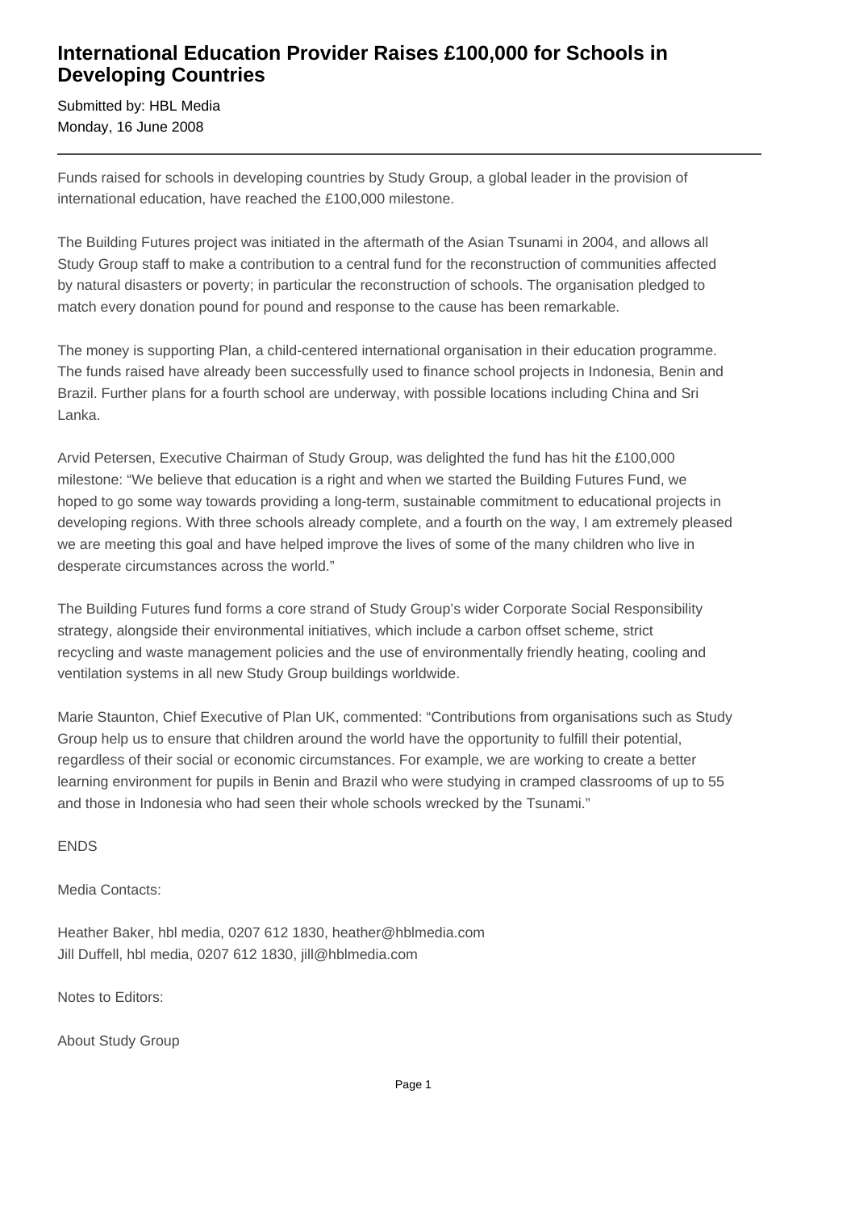# International Education Provider Raises £100,000 for Schools in Developing Countries

Submitted by: HBL Media
Monday, 16 June 2008

---

Funds raised for schools in developing countries by Study Group, a global leader in the provision of international education, have reached the £100,000 milestone.

The Building Futures project was initiated in the aftermath of the Asian Tsunami in 2004, and allows all Study Group staff to make a contribution to a central fund for the reconstruction of communities affected by natural disasters or poverty; in particular the reconstruction of schools. The organisation pledged to match every donation pound for pound and response to the cause has been remarkable.

The money is supporting Plan, a child-centered international organisation in their education programme. The funds raised have already been successfully used to finance school projects in Indonesia, Benin and Brazil. Further plans for a fourth school are underway, with possible locations including China and Sri Lanka.

Arvid Petersen, Executive Chairman of Study Group, was delighted the fund has hit the £100,000 milestone: "We believe that education is a right and when we started the Building Futures Fund, we hoped to go some way towards providing a long-term, sustainable commitment to educational projects in developing regions. With three schools already complete, and a fourth on the way, I am extremely pleased we are meeting this goal and have helped improve the lives of some of the many children who live in desperate circumstances across the world."

The Building Futures fund forms a core strand of Study Group's wider Corporate Social Responsibility strategy, alongside their environmental initiatives, which include a carbon offset scheme, strict recycling and waste management policies and the use of environmentally friendly heating, cooling and ventilation systems in all new Study Group buildings worldwide.

Marie Staunton, Chief Executive of Plan UK, commented: "Contributions from organisations such as Study Group help us to ensure that children around the world have the opportunity to fulfill their potential, regardless of their social or economic circumstances. For example, we are working to create a better learning environment for pupils in Benin and Brazil who were studying in cramped classrooms of up to 55 and those in Indonesia who had seen their whole schools wrecked by the Tsunami."

ENDS

Media Contacts:

Heather Baker, hbl media, 0207 612 1830, heather@hblmedia.com
Jill Duffell, hbl media, 0207 612 1830, jill@hblmedia.com

Notes to Editors:

About Study Group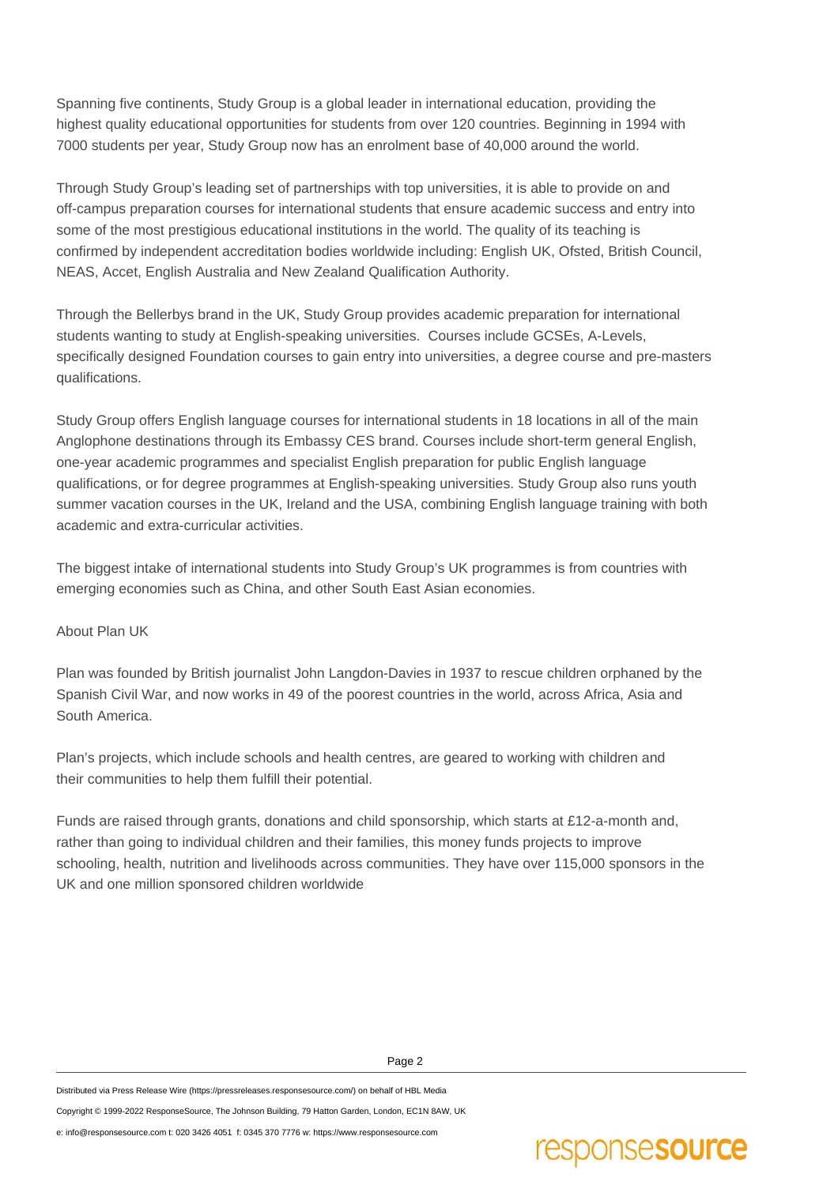Spanning five continents, Study Group is a global leader in international education, providing the highest quality educational opportunities for students from over 120 countries. Beginning in 1994 with 7000 students per year, Study Group now has an enrolment base of 40,000 around the world.

Through Study Group's leading set of partnerships with top universities, it is able to provide on and off-campus preparation courses for international students that ensure academic success and entry into some of the most prestigious educational institutions in the world. The quality of its teaching is confirmed by independent accreditation bodies worldwide including: English UK, Ofsted, British Council, NEAS, Accet, English Australia and New Zealand Qualification Authority.

Through the Bellerbys brand in the UK, Study Group provides academic preparation for international students wanting to study at English-speaking universities. Courses include GCSEs, A-Levels, specifically designed Foundation courses to gain entry into universities, a degree course and pre-masters qualifications.

Study Group offers English language courses for international students in 18 locations in all of the main Anglophone destinations through its Embassy CES brand. Courses include short-term general English, one-year academic programmes and specialist English preparation for public English language qualifications, or for degree programmes at English-speaking universities. Study Group also runs youth summer vacation courses in the UK, Ireland and the USA, combining English language training with both academic and extra-curricular activities.

The biggest intake of international students into Study Group's UK programmes is from countries with emerging economies such as China, and other South East Asian economies.

About Plan UK

Plan was founded by British journalist John Langdon-Davies in 1937 to rescue children orphaned by the Spanish Civil War, and now works in 49 of the poorest countries in the world, across Africa, Asia and South America.

Plan's projects, which include schools and health centres, are geared to working with children and their communities to help them fulfill their potential.

Funds are raised through grants, donations and child sponsorship, which starts at £12-a-month and, rather than going to individual children and their families, this money funds projects to improve schooling, health, nutrition and livelihoods across communities. They have over 115,000 sponsors in the UK and one million sponsored children worldwide